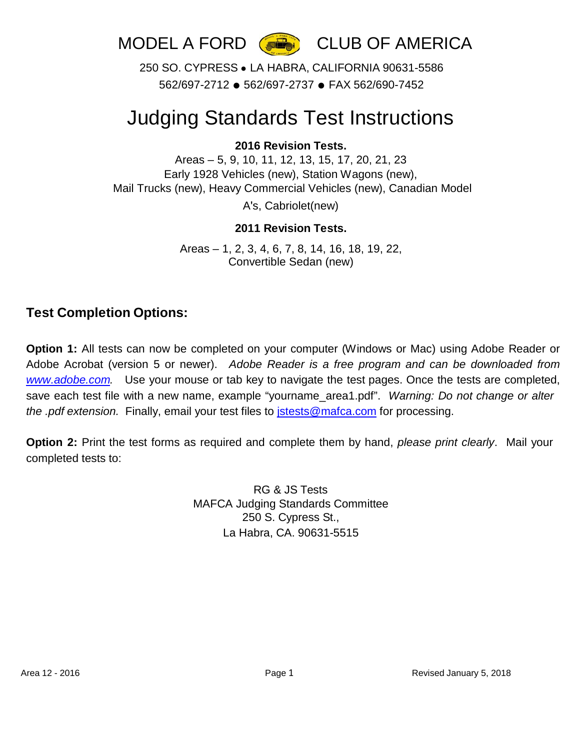# MODEL A FORD CLUB OF AMERICA

250 SO. CYPRESS • LA HABRA, CALIFORNIA 90631-5586
562/697-2712 ● 562/697-2737 ● FAX 562/690-7452

# Judging Standards Test Instructions

**2016 Revision Tests.**

Areas – 5, 9, 10, 11, 12, 13, 15, 17, 20, 21, 23
Early 1928 Vehicles (new), Station Wagons (new),
Mail Trucks (new), Heavy Commercial Vehicles (new), Canadian Model A's, Cabriolet(new)

**2011 Revision Tests.**

Areas – 1, 2, 3, 4, 6, 7, 8, 14, 16, 18, 19, 22,
Convertible Sedan (new)

## Test Completion Options:

**Option 1:** All tests can now be completed on your computer (Windows or Mac) using Adobe Reader or Adobe Acrobat (version 5 or newer). *Adobe Reader is a free program and can be downloaded from [www.adobe.com](http://www.adobe.com).* Use your mouse or tab key to navigate the test pages. Once the tests are completed, save each test file with a new name, example "yourname_area1.pdf". *Warning: Do not change or alter the .pdf extension.* Finally, email your test files to [jstests@mafca.com](mailto:jstests@mafca.com) for processing.

**Option 2:** Print the test forms as required and complete them by hand, *please print clearly*. Mail your completed tests to:

RG & JS Tests
MAFCA Judging Standards Committee
250 S. Cypress St.,
La Habra, CA. 90631-5515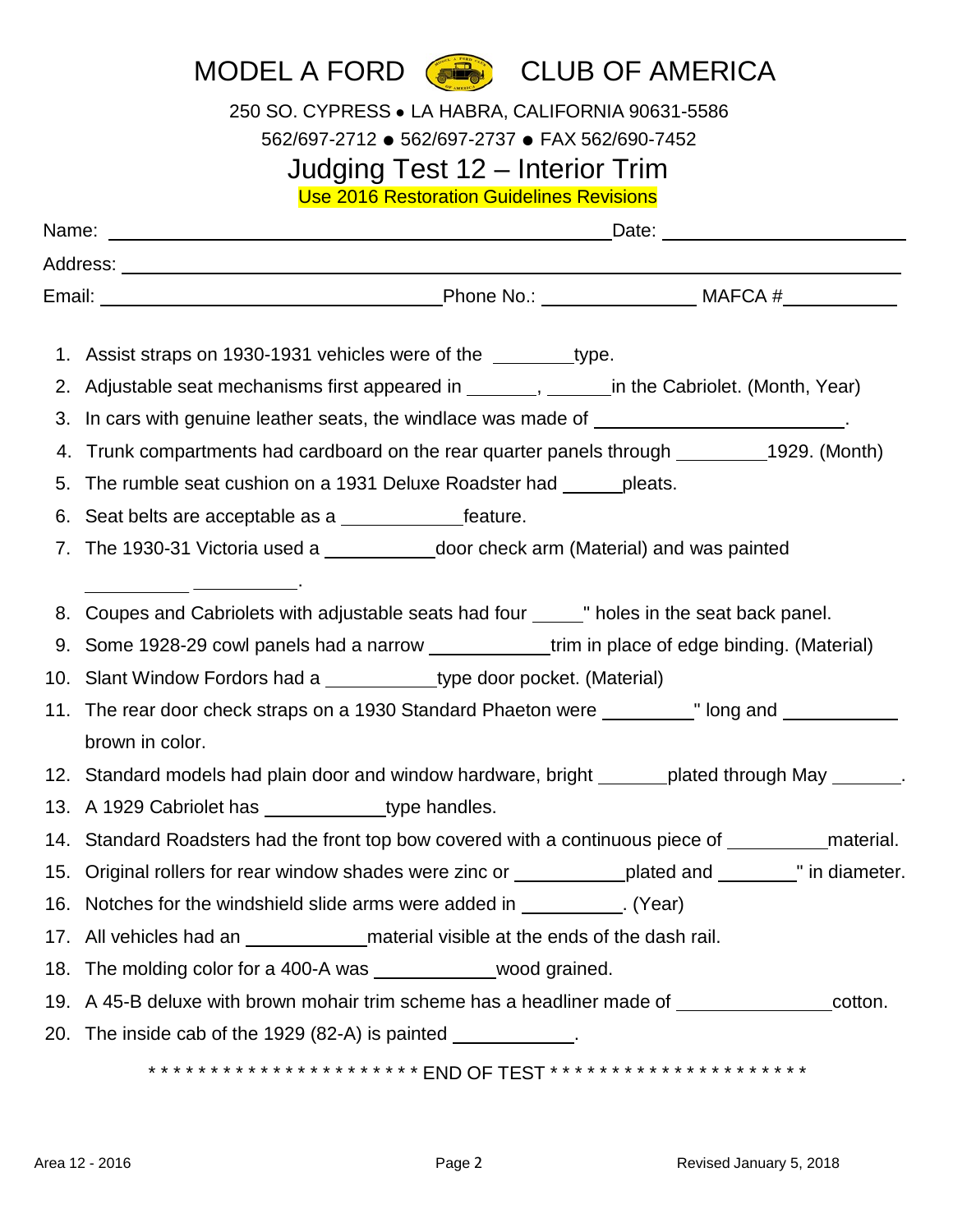# MODEL A FORD CLUB OF AMERICA

250 SO. CYPRESS • LA HABRA, CALIFORNIA 90631-5586

562/697-2712 ● 562/697-2737 ● FAX 562/690-7452

## Judging Test 12 – Interior Trim

Use 2016 Restoration Guidelines Revisions

Name: ______________________________ Date: ______________

Address: ____________________________________________

Email: ______________________ Phone No.: __________ MAFCA # ________

1. Assist straps on 1930-1931 vehicles were of the ________ type.
2. Adjustable seat mechanisms first appeared in ______, ______ in the Cabriolet. (Month, Year)
3. In cars with genuine leather seats, the windlace was made of ______________________.
4. Trunk compartments had cardboard on the rear quarter panels through ________ 1929. (Month)
5. The rumble seat cushion on a 1931 Deluxe Roadster had ______ pleats.
6. Seat belts are acceptable as a ____________ feature.
7. The 1930-31 Victoria used a __________ door check arm (Material) and was painted __________ __________.
8. Coupes and Cabriolets with adjustable seats had four _____" holes in the seat back panel.
9. Some 1928-29 cowl panels had a narrow ____________ trim in place of edge binding. (Material)
10. Slant Window Fordors had a ___________ type door pocket. (Material)
11. The rear door check straps on a 1930 Standard Phaeton were _________" long and ___________ brown in color.
12. Standard models had plain door and window hardware, bright _______ plated through May _______.
13. A 1929 Cabriolet has ____________ type handles.
14. Standard Roadsters had the front top bow covered with a continuous piece of __________ material.
15. Original rollers for rear window shades were zinc or ___________ plated and ________" in diameter.
16. Notches for the windshield slide arms were added in __________. (Year)
17. All vehicles had an ____________ material visible at the ends of the dash rail.
18. The molding color for a 400-A was ____________ wood grained.
19. A 45-B deluxe with brown mohair trim scheme has a headliner made of _______________ cotton.
20. The inside cab of the 1929 (82-A) is painted ____________.

********************* END OF TEST *********************

Area 12 - 2016 Revised January 5, 2018